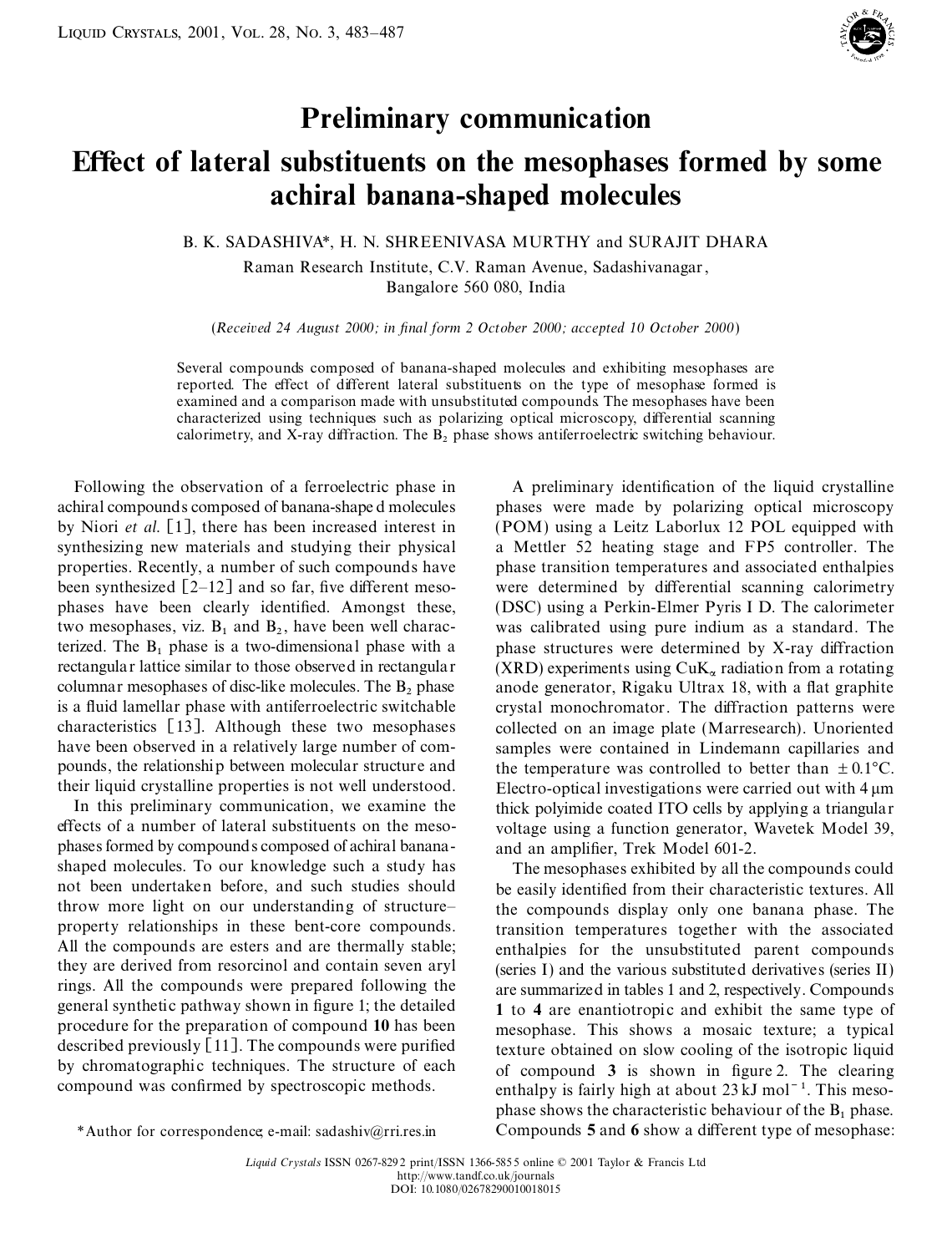# Preliminary communication

# Effect of lateral substituents on the mesophases formed by some achiral banana-shaped molecules

B. K. SADASHIVA*, H. N. SHREENIVASA MURTHY and SURAJIT DHARA

Raman Research Institute, C.V. Raman Avenue, Sadashivanagar, Bangalore 560 080, India

(*Received 24 August 2000; in final form 2 October 2000; accepted 10 October 2000*)

Several compounds composed of banana-shaped molecules and exhibiting mesophases are reported. The effect of different lateral substituents on the type of mesophase formed is examined and a comparison made with unsubstituted compounds. The mesophases have been characterized using techniques such as polarizing optical microscopy, differential scanning calorimetry, and X-ray diffraction. The $B_2$ phase shows antiferroelectric switching behaviour.

Following the observation of a ferroelectric phase in achiral compounds composed of banana-shaped molecules by Niori *et al.* [1], there has been increased interest in synthesizing new materials and studying their physical properties. Recently, a number of such compounds have been synthesized [2–12] and so far, five different mesophases have been clearly identified. Amongst these, two mesophases, viz. $B_1$ and $B_2$, have been well characterized. The $B_1$ phase is a two-dimensional phase with a rectangular lattice similar to those observed in rectangular columnar mesophases of disc-like molecules. The $B_2$ phase is a fluid lamellar phase with antiferroelectric switchable characteristics [13]. Although these two mesophases have been observed in a relatively large number of compounds, the relationship between molecular structure and their liquid crystalline properties is not well understood.

In this preliminary communication, we examine the effects of a number of lateral substituents on the mesophases formed by compounds composed of achiral banana-shaped molecules. To our knowledge such a study has not been undertaken before, and such studies should throw more light on our understanding of structure–property relationships in these bent-core compounds. All the compounds are esters and are thermally stable; they are derived from resorcinol and contain seven aryl rings. All the compounds were prepared following the general synthetic pathway shown in figure 1; the detailed procedure for the preparation of compound **10** has been described previously [11]. The compounds were purified by chromatographic techniques. The structure of each compound was confirmed by spectroscopic methods.

*Author for correspondence; e-mail: sadashiv@rri.res.in

A preliminary identification of the liquid crystalline phases were made by polarizing optical microscopy (POM) using a Leitz Laborlux 12 POL equipped with a Mettler 52 heating stage and FP5 controller. The phase transition temperatures and associated enthalpies were determined by differential scanning calorimetry (DSC) using a Perkin-Elmer Pyris I D. The calorimeter was calibrated using pure indium as a standard. The phase structures were determined by X-ray diffraction (XRD) experiments using $CuK_\alpha$ radiation from a rotating anode generator, Rigaku Ultrax 18, with a flat graphite crystal monochromator. The diffraction patterns were collected on an image plate (Marresearch). Unoriented samples were contained in Lindemann capillaries and the temperature was controlled to better than $\pm 0.1$°C. Electro-optical investigations were carried out with 4 μm thick polyimide coated ITO cells by applying a triangular voltage using a function generator, Wavetek Model 39, and an amplifier, Trek Model 601-2.

The mesophases exhibited by all the compounds could be easily identified from their characteristic textures. All the compounds display only one banana phase. The transition temperatures together with the associated enthalpies for the unsubstituted parent compounds (series I) and the various substituted derivatives (series II) are summarized in tables 1 and 2, respectively. Compounds **1** to **4** are enantiotropic and exhibit the same type of mesophase. This shows a mosaic texture; a typical texture obtained on slow cooling of the isotropic liquid of compound **3** is shown in figure 2. The clearing enthalpy is fairly high at about 23 kJ mol$^{-1}$. This mesophase shows the characteristic behaviour of the $B_1$ phase. Compounds **5** and **6** show a different type of mesophase: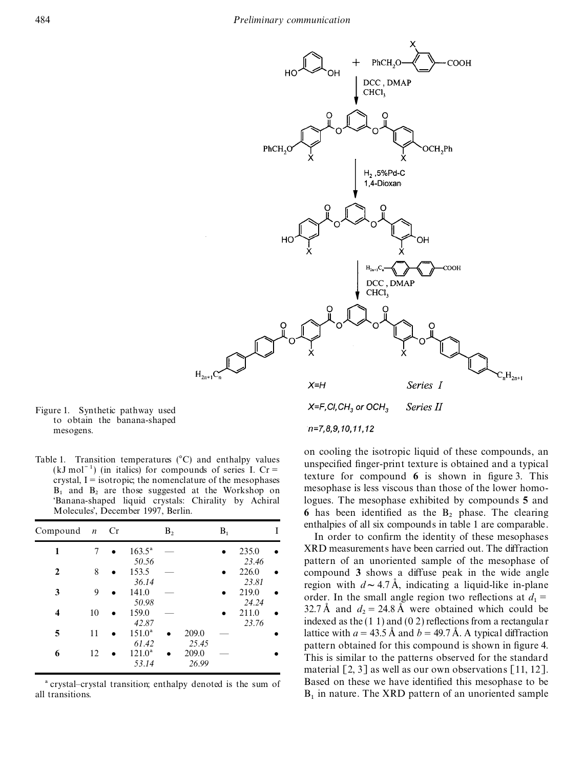Figure 1. Synthetic pathway used to obtain the banana-shaped mesogens.

Table 1. Transition temperatures (°C) and enthalpy values ($kJ\,mol^{-1}$) (in italics) for compounds of series I. Cr = crystal, I = isotropic; the nomenclature of the mesophases $B_1$ and $B_2$ are those suggested at the Workshop on 'Banana-shaped liquid crystals: Chirality by Achiral Molecules', December 1997, Berlin.

| Compound | *n* | Cr | | $B_2$ | | $B_1$ | | I |
|---|---|---|---|---|---|---|---|---|
| **1** | 7 | • | 163.5[a] *50.56* | — | | • | 235.0 *23.46* | • |
| **2** | 8 | • | 153.5 *36.14* | — | | • | 226.0 *23.81* | • |
| **3** | 9 | • | 141.0 *50.98* | — | | • | 219.0 *24.24* | • |
| **4** | 10 | • | 159.0 *42.87* | — | | • | 211.0 *23.76* | • |
| **5** | 11 | • | 151.0[a] *61.42* | • | 209.0 *25.45* | — | | • |
| **6** | 12 | • | 121.0[a] *53.14* | • | 209.0 *26.99* | — | | • |

[a] crystal–crystal transition; enthalpy denoted is the sum of all transitions.

on cooling the isotropic liquid of these compounds, an unspecified finger-print texture is obtained and a typical texture for compound **6** is shown in figure 3. This mesophase is less viscous than those of the lower homologues. The mesophase exhibited by compounds **5** and **6** has been identified as the $B_2$ phase. The clearing enthalpies of all six compounds in table 1 are comparable.

In order to confirm the identity of these mesophases XRD measurements have been carried out. The diffraction pattern of an unoriented sample of the mesophase of compound **3** shows a diffuse peak in the wide angle region with $d \sim 4.7$ Å, indicating a liquid-like in-plane order. In the small angle region two reflections at $d_1 = 32.7$ Å and $d_2 = 24.8$ Å were obtained which could be indexed as the (1 1) and (0 2) reflections from a rectangular lattice with $a = 43.5$ Å and $b = 49.7$ Å. A typical diffraction pattern obtained for this compound is shown in figure 4. This is similar to the patterns observed for the standard material [2, 3] as well as our own observations [11, 12]. Based on these we have identified this mesophase to be $B_1$ in nature. The XRD pattern of an unoriented sample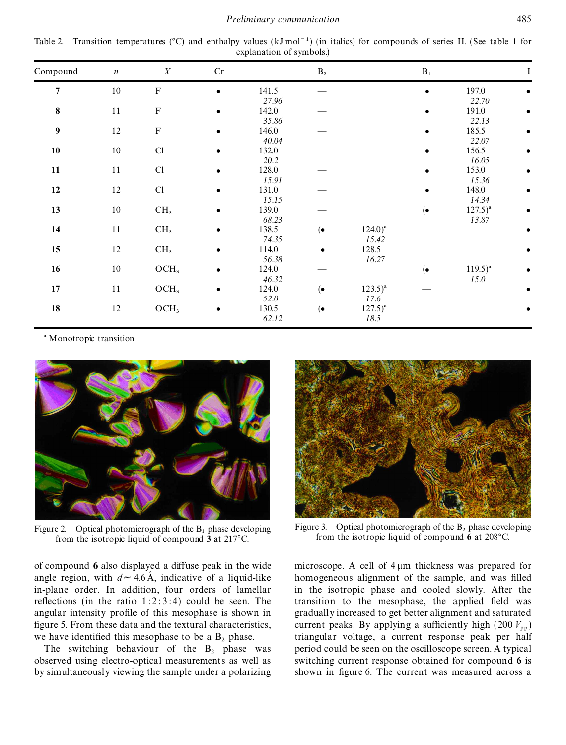Table 2. Transition temperatures (°C) and enthalpy values ($kJ\,mol^{-1}$) (in italics) for compounds of series II. (See table 1 for explanation of symbols.)

| Compound | $n$ | $X$ | Cr | | $B_2$ | | $B_1$ | | I |
|---|---|---|---|---|---|---|---|---|---|
| **7** | 10 | F | • | 141.5 *27.96* | — | | • | 197.0 *22.70* | • |
| **8** | 11 | F | • | 142.0 *35.86* | — | | • | 191.0 *22.13* | • |
| **9** | 12 | F | • | 146.0 *40.04* | — | | • | 185.5 *22.07* | • |
| **10** | 10 | Cl | • | 132.0 *20.2* | — | | • | 156.5 *16.05* | • |
| **11** | 11 | Cl | • | 128.0 *15.91* | — | | • | 153.0 *15.36* | • |
| **12** | 12 | Cl | • | 131.0 *15.15* | — | | • | 148.0 *14.34* | • |
| **13** | 10 | $CH_3$ | • | 139.0 *68.23* | — | | (• | 127.5)[a] *13.87* | • |
| **14** | 11 | $CH_3$ | • | 138.5 *74.35* | (• | 124.0)[a] *15.42* | — | | • |
| **15** | 12 | $CH_3$ | • | 114.0 *56.38* | • | 128.5 *16.27* | — | | • |
| **16** | 10 | $OCH_3$ | • | 124.0 *46.32* | — | | (• | 119.5)[a] *15.0* | • |
| **17** | 11 | $OCH_3$ | • | 124.0 *52.0* | (• | 123.5)[a] *17.6* | — | | • |
| **18** | 12 | $OCH_3$ | • | 130.5 *62.12* | (• | 127.5)[a] *18.5* | — | | • |

[a] Monotropic transition

Figure 2. Optical photomicrograph of the $B_1$ phase developing from the isotropic liquid of compound **3** at 217°C.

Figure 3. Optical photomicrograph of the $B_2$ phase developing from the isotropic liquid of compound **6** at 208°C.

of compound **6** also displayed a diffuse peak in the wide angle region, with $d \sim 4.6$ Å, indicative of a liquid-like in-plane order. In addition, four orders of lamellar reflections (in the ratio 1:2:3:4) could be seen. The angular intensity profile of this mesophase is shown in figure 5. From these data and the textural characteristics, we have identified this mesophase to be a $B_2$ phase.

The switching behaviour of the $B_2$ phase was observed using electro-optical measurements as well as by simultaneously viewing the sample under a polarizing microscope. A cell of 4 µm thickness was prepared for homogeneous alignment of the sample, and was filled in the isotropic phase and cooled slowly. After the transition to the mesophase, the applied field was gradually increased to get better alignment and saturated current peaks. By applying a sufficiently high (200 $V_{pp}$) triangular voltage, a current response peak per half period could be seen on the oscilloscope screen. A typical switching current response obtained for compound **6** is shown in figure 6. The current was measured across a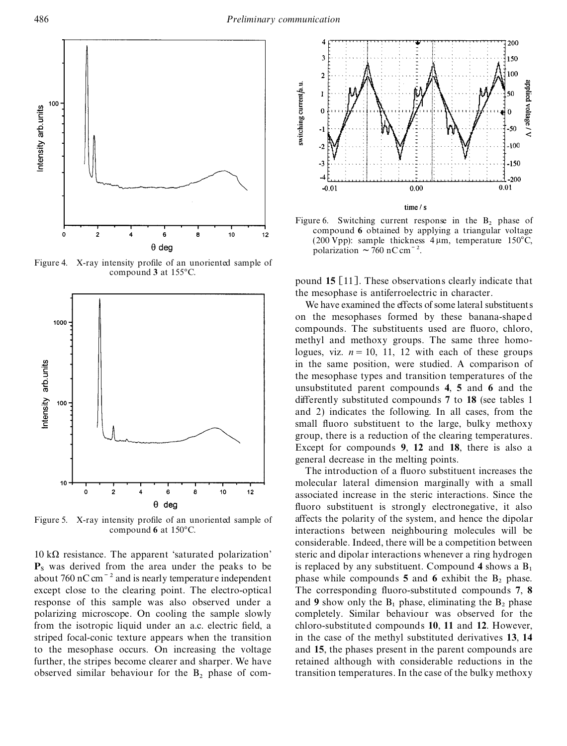Figure 4. X-ray intensity profile of an unoriented sample of compound **3** at 155°C.

Figure 5. X-ray intensity profile of an unoriented sample of compound **6** at 150°C.

10 kΩ resistance. The apparent 'saturated polarization' $\mathbf{P}_S$ was derived from the area under the peaks to be about 760 nC cm$^{-2}$ and is nearly temperature independent except close to the clearing point. The electro-optical response of this sample was also observed under a polarizing microscope. On cooling the sample slowly from the isotropic liquid under an a.c. electric field, a striped focal-conic texture appears when the transition to the mesophase occurs. On increasing the voltage further, the stripes become clearer and sharper. We have observed similar behaviour for the $B_2$ phase of compound **15** [11]. These observations clearly indicate that the mesophase is antiferroelectric in character.

Figure 6. Switching current response in the $B_2$ phase of compound **6** obtained by applying a triangular voltage (200 Vpp): sample thickness 4 μm, temperature 150°C, polarization ~ 760 nC cm$^{-2}$.

We have examined the effects of some lateral substituents on the mesophases formed by these banana-shaped compounds. The substituents used are fluoro, chloro, methyl and methoxy groups. The same three homologues, viz. $n = 10$, 11, 12 with each of these groups in the same position, were studied. A comparison of the mesophase types and transition temperatures of the unsubstituted parent compounds **4**, **5** and **6** and the differently substituted compounds **7** to **18** (see tables 1 and 2) indicates the following. In all cases, from the small fluoro substituent to the large, bulky methoxy group, there is a reduction of the clearing temperatures. Except for compounds **9**, **12** and **18**, there is also a general decrease in the melting points.

The introduction of a fluoro substituent increases the molecular lateral dimension marginally with a small associated increase in the steric interactions. Since the fluoro substituent is strongly electronegative, it also affects the polarity of the system, and hence the dipolar interactions between neighbouring molecules will be considerable. Indeed, there will be a competition between steric and dipolar interactions whenever a ring hydrogen is replaced by any substituent. Compound **4** shows a $B_1$ phase while compounds **5** and **6** exhibit the $B_2$ phase. The corresponding fluoro-substituted compounds **7**, **8** and **9** show only the $B_1$ phase, eliminating the $B_2$ phase completely. Similar behaviour was observed for the chloro-substituted compounds **10**, **11** and **12**. However, in the case of the methyl substituted derivatives **13**, **14** and **15**, the phases present in the parent compounds are retained although with considerable reductions in the transition temperatures. In the case of the bulky methoxy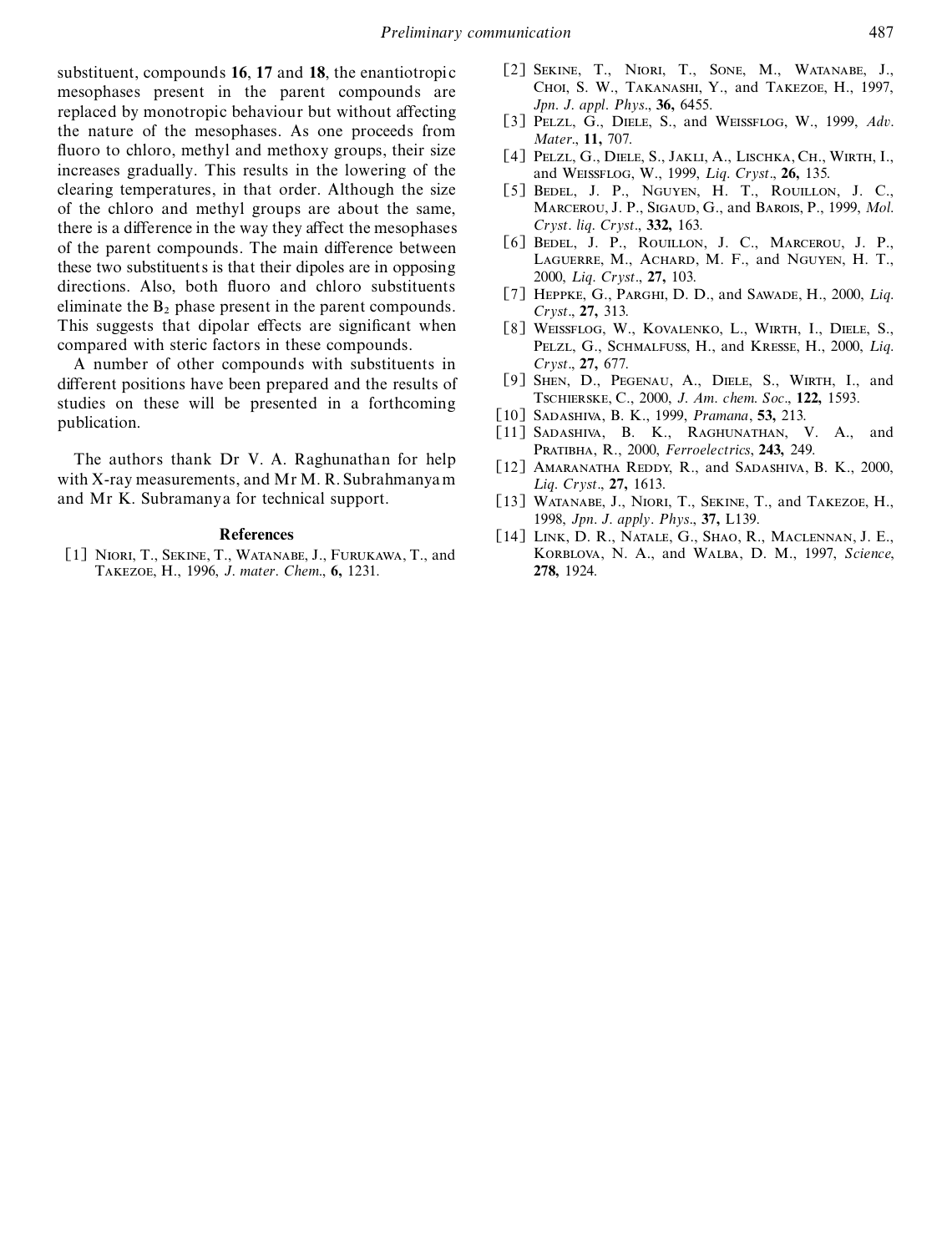substituent, compounds **16**, **17** and **18**, the enantiotropic mesophases present in the parent compounds are replaced by monotropic behaviour but without affecting the nature of the mesophases. As one proceeds from fluoro to chloro, methyl and methoxy groups, their size increases gradually. This results in the lowering of the clearing temperatures, in that order. Although the size of the chloro and methyl groups are about the same, there is a difference in the way they affect the mesophases of the parent compounds. The main difference between these two substituents is that their dipoles are in opposing directions. Also, both fluoro and chloro substituents eliminate the $B_2$ phase present in the parent compounds. This suggests that dipolar effects are significant when compared with steric factors in these compounds.

A number of other compounds with substituents in different positions have been prepared and the results of studies on these will be presented in a forthcoming publication.

The authors thank Dr V. A. Raghunathan for help with X-ray measurements, and Mr M. R. Subrahmanyam and Mr K. Subramanya for technical support.

## References

[1] Niori, T., Sekine, T., Watanabe, J., Furukawa, T., and Takezoe, H., 1996, *J. mater. Chem.*, **6,** 1231.

[2] Sekine, T., Niori, T., Sone, M., Watanabe, J., Choi, S. W., Takanashi, Y., and Takezoe, H., 1997, *Jpn. J. appl. Phys.*, **36,** 6455.

[3] Pelzl, G., Diele, S., and Weissflog, W., 1999, *Adv. Mater.*, **11,** 707.

[4] Pelzl, G., Diele, S., Jakli, A., Lischka, Ch., Wirth, I., and Weissflog, W., 1999, *Liq. Cryst.*, **26,** 135.

[5] Bedel, J. P., Nguyen, H. T., Rouillon, J. C., Marcerou, J. P., Sigaud, G., and Barois, P., 1999, *Mol. Cryst. liq. Cryst.*, **332,** 163.

[6] Bedel, J. P., Rouillon, J. C., Marcerou, J. P., Laguerre, M., Achard, M. F., and Nguyen, H. T., 2000, *Liq. Cryst.*, **27,** 103.

[7] Heppke, G., Parghi, D. D., and Sawade, H., 2000, *Liq. Cryst.*, **27,** 313.

[8] Weissflog, W., Kovalenko, L., Wirth, I., Diele, S., Pelzl, G., Schmalfuss, H., and Kresse, H., 2000, *Liq. Cryst.*, **27,** 677.

[9] Shen, D., Pegenau, A., Diele, S., Wirth, I., and Tschierske, C., 2000, *J. Am. chem. Soc.*, **122,** 1593.

[10] Sadashiva, B. K., 1999, *Pramana*, **53,** 213.

[11] Sadashiva, B. K., Raghunathan, V. A., and Pratibha, R., 2000, *Ferroelectrics*, **243,** 249.

[12] Amaranatha Reddy, R., and Sadashiva, B. K., 2000, *Liq. Cryst.*, **27,** 1613.

[13] Watanabe, J., Niori, T., Sekine, T., and Takezoe, H., 1998, *Jpn. J. apply. Phys.*, **37,** L139.

[14] Link, D. R., Natale, G., Shao, R., Maclennan, J. E., Korblova, N. A., and Walba, D. M., 1997, *Science*, **278,** 1924.